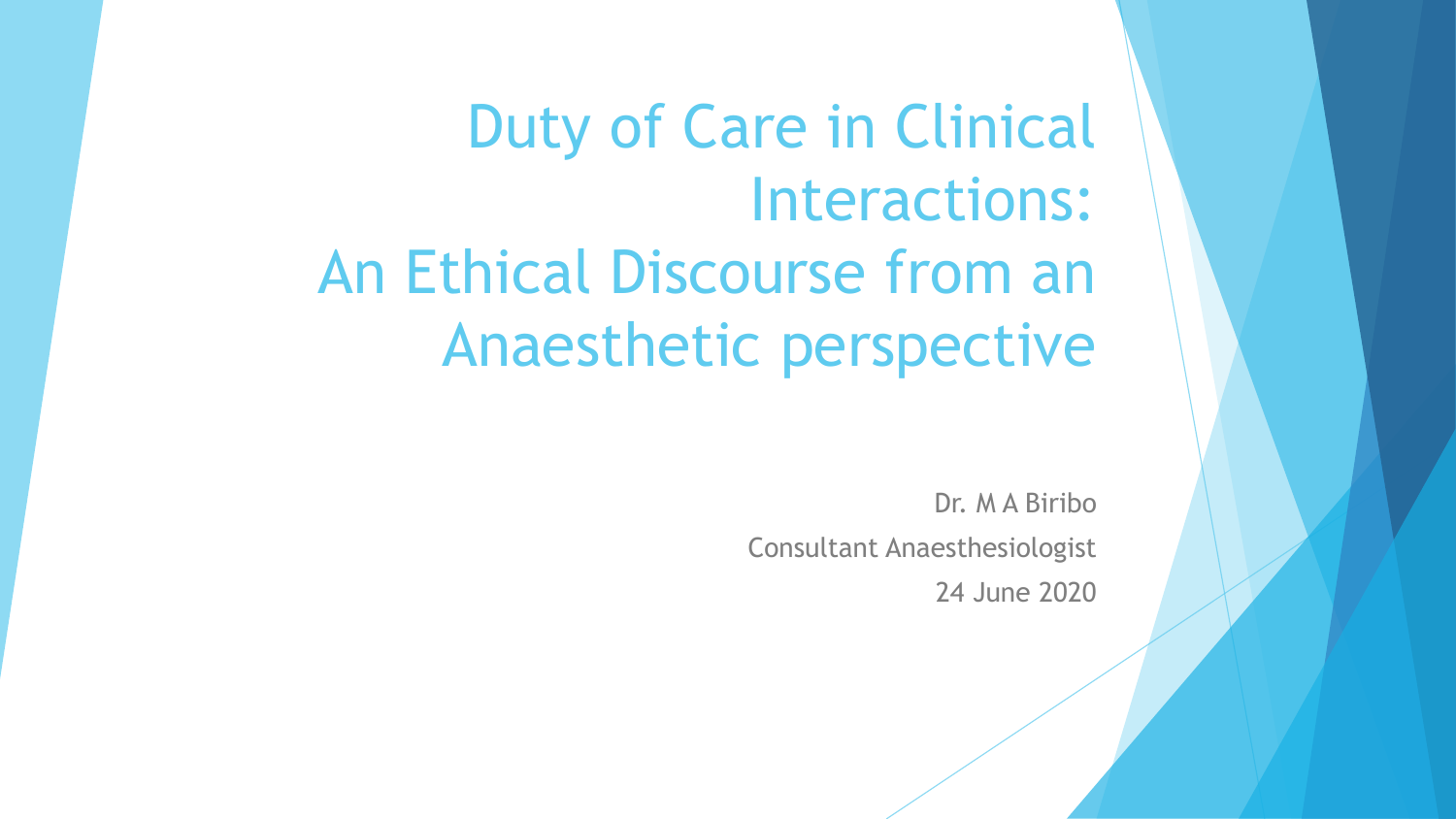# Duty of Care in Clinical Interactions: An Ethical Discourse from an Anaesthetic perspective

Dr. M A Biribo

Consultant Anaesthesiologist

24 June 2020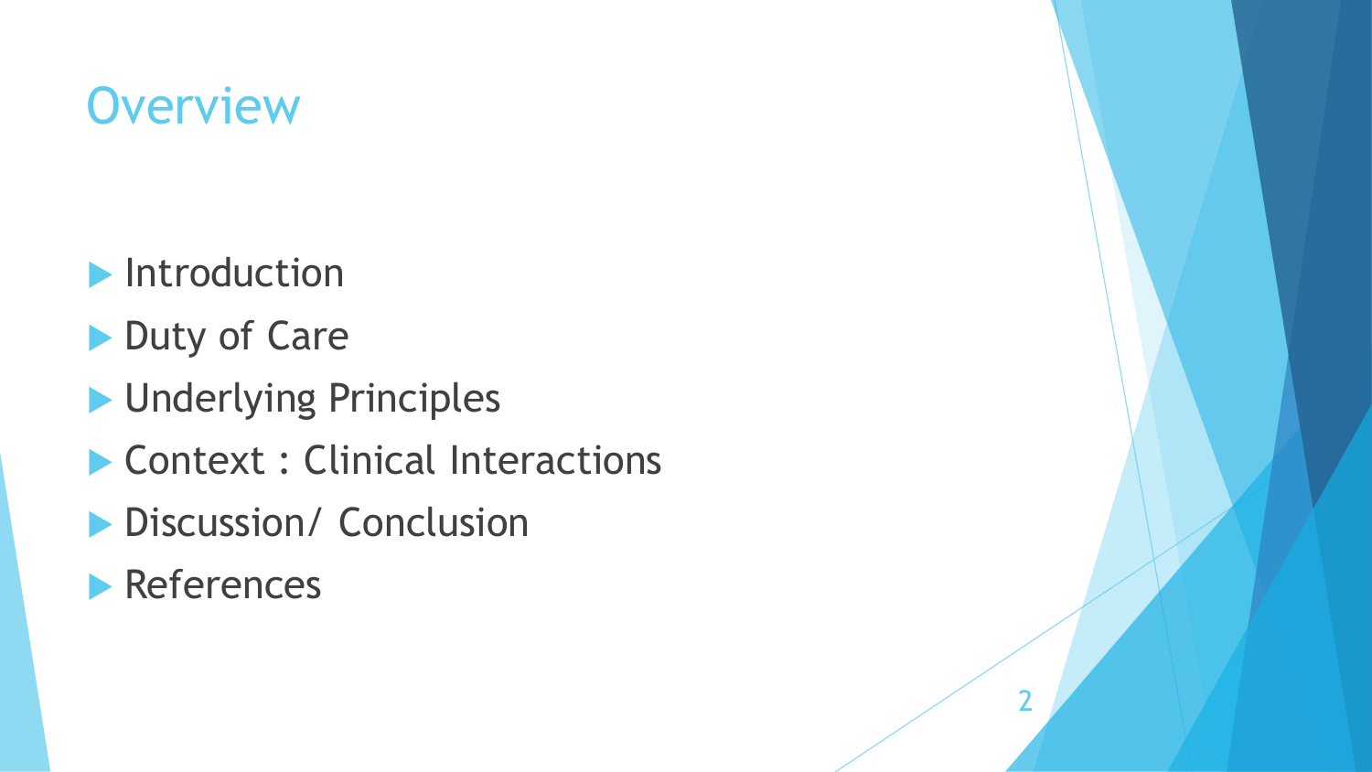# Overview

- Introduction
- Duty of Care
- Underlying Principles
- Context : Clinical Interactions
- Discussion/ Conclusion
- References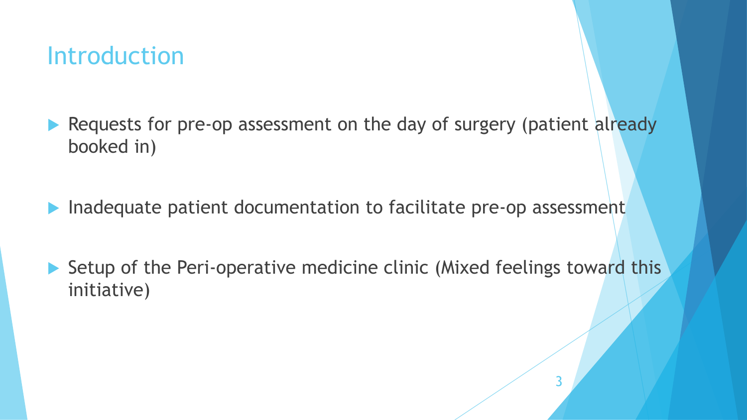# Introduction

- Requests for pre-op assessment on the day of surgery (patient already booked in)

- Inadequate patient documentation to facilitate pre-op assessment

- Setup of the Peri-operative medicine clinic (Mixed feelings toward this initiative)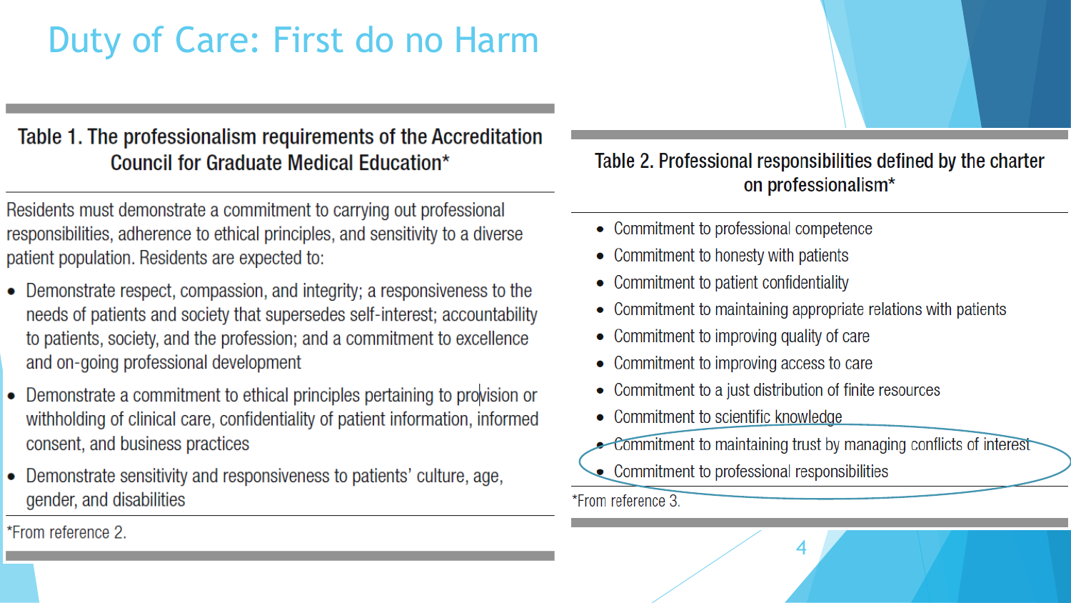# Duty of Care: First do no Harm

**Table 1. The professionalism requirements of the Accreditation Council for Graduate Medical Education***

Residents must demonstrate a commitment to carrying out professional responsibilities, adherence to ethical principles, and sensitivity to a diverse patient population. Residents are expected to:

- Demonstrate respect, compassion, and integrity; a responsiveness to the needs of patients and society that supersedes self-interest; accountability to patients, society, and the profession; and a commitment to excellence and on-going professional development
- Demonstrate a commitment to ethical principles pertaining to provision or withholding of clinical care, confidentiality of patient information, informed consent, and business practices
- Demonstrate sensitivity and responsiveness to patients' culture, age, gender, and disabilities

*From reference 2.

**Table 2. Professional responsibilities defined by the charter on professionalism***

- Commitment to professional competence
- Commitment to honesty with patients
- Commitment to patient confidentiality
- Commitment to maintaining appropriate relations with patients
- Commitment to improving quality of care
- Commitment to improving access to care
- Commitment to a just distribution of finite resources
- Commitment to scientific knowledge
- Commitment to maintaining trust by managing conflicts of interest
- Commitment to professional responsibilities

*From reference 3.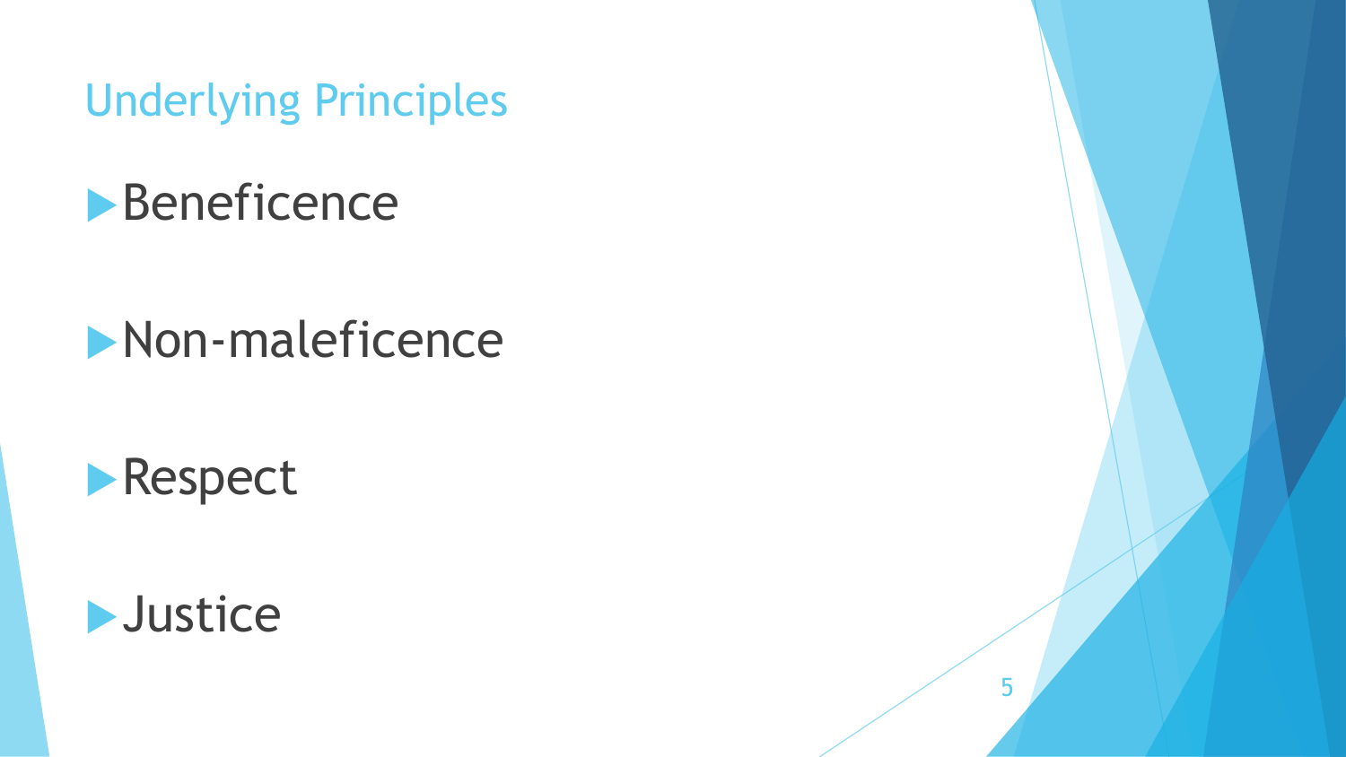## Underlying Principles

- Beneficence
- Non-maleficence
- Respect
- Justice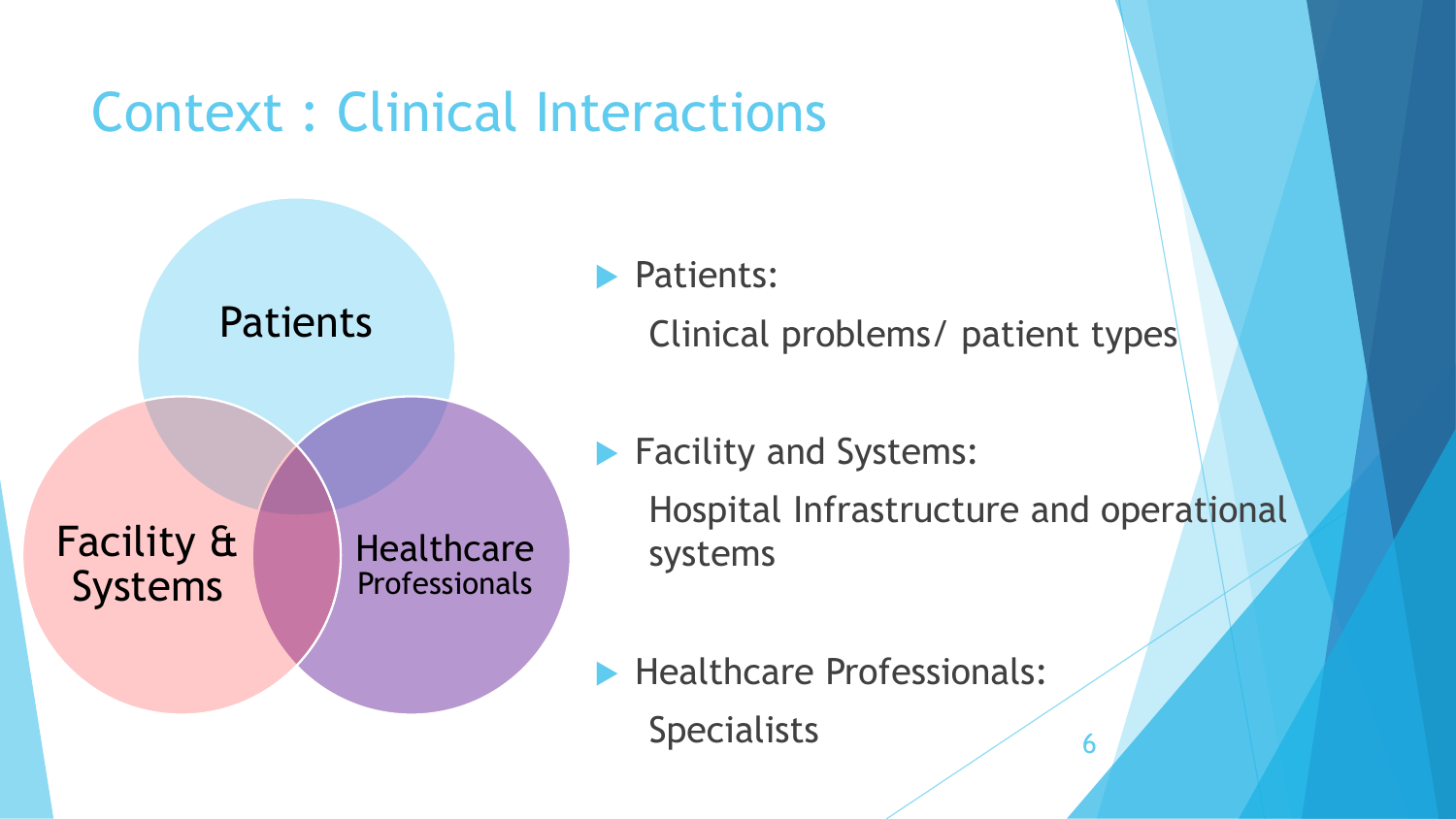# Context : Clinical Interactions

Patients

Facility & Systems

Healthcare Professionals

- Patients:

  Clinical problems/ patient types

- Facility and Systems:

  Hospital Infrastructure and operational systems

- Healthcare Professionals:

  Specialists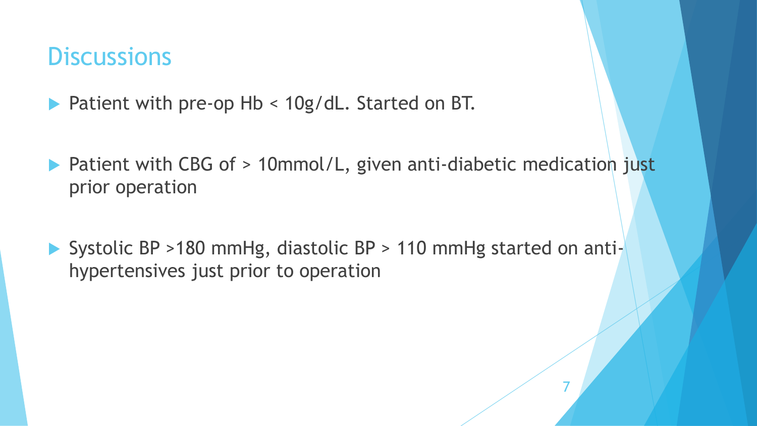# Discussions

- Patient with pre-op Hb < 10g/dL. Started on BT.

- Patient with CBG of > 10mmol/L, given anti-diabetic medication just prior operation

- Systolic BP >180 mmHg, diastolic BP > 110 mmHg started on anti-hypertensives just prior to operation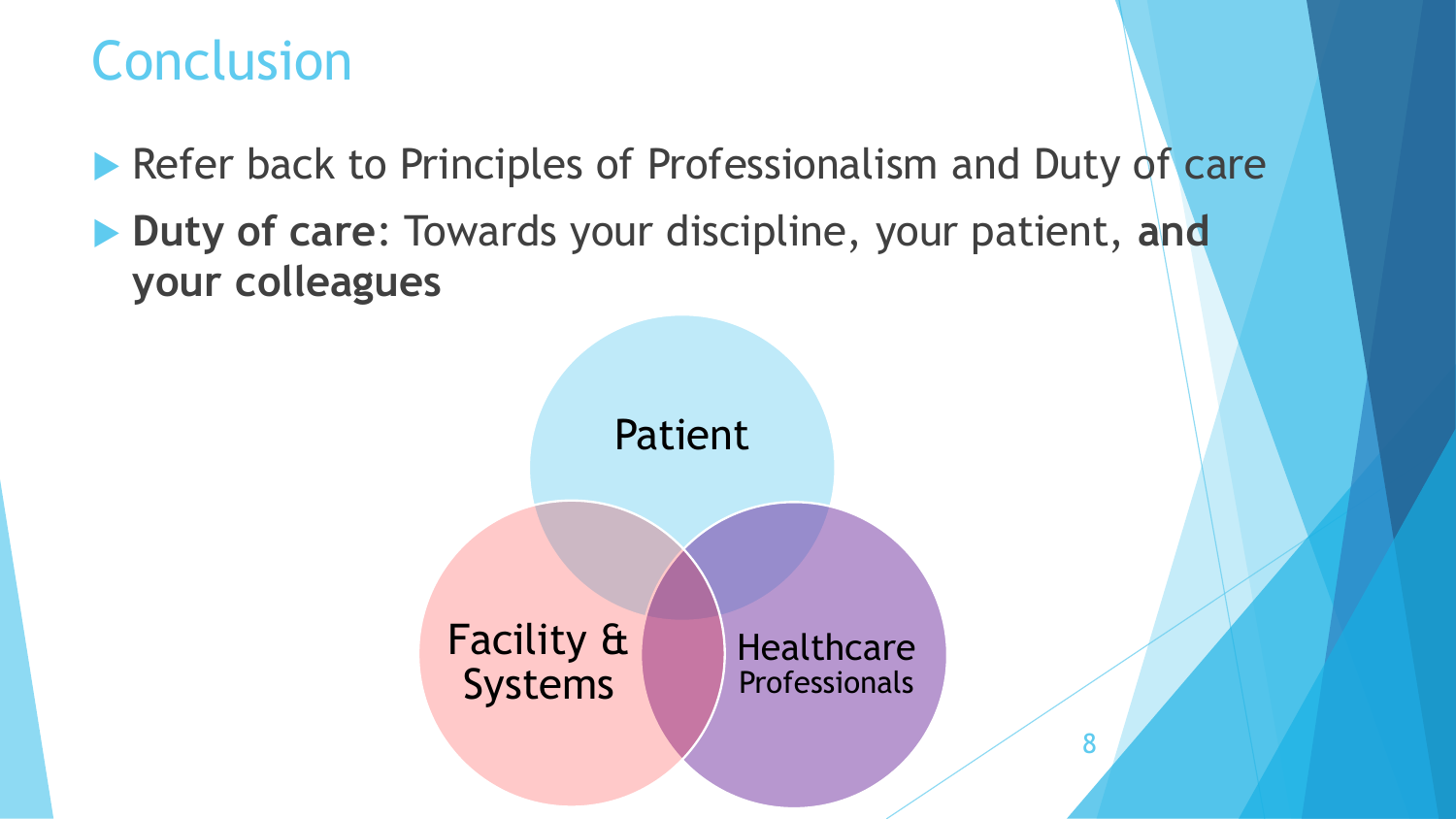# Conclusion

- Refer back to Principles of Professionalism and Duty of care
- **Duty of care**: Towards your discipline, your patient, **and your colleagues**

Patient

Facility & Systems

Healthcare Professionals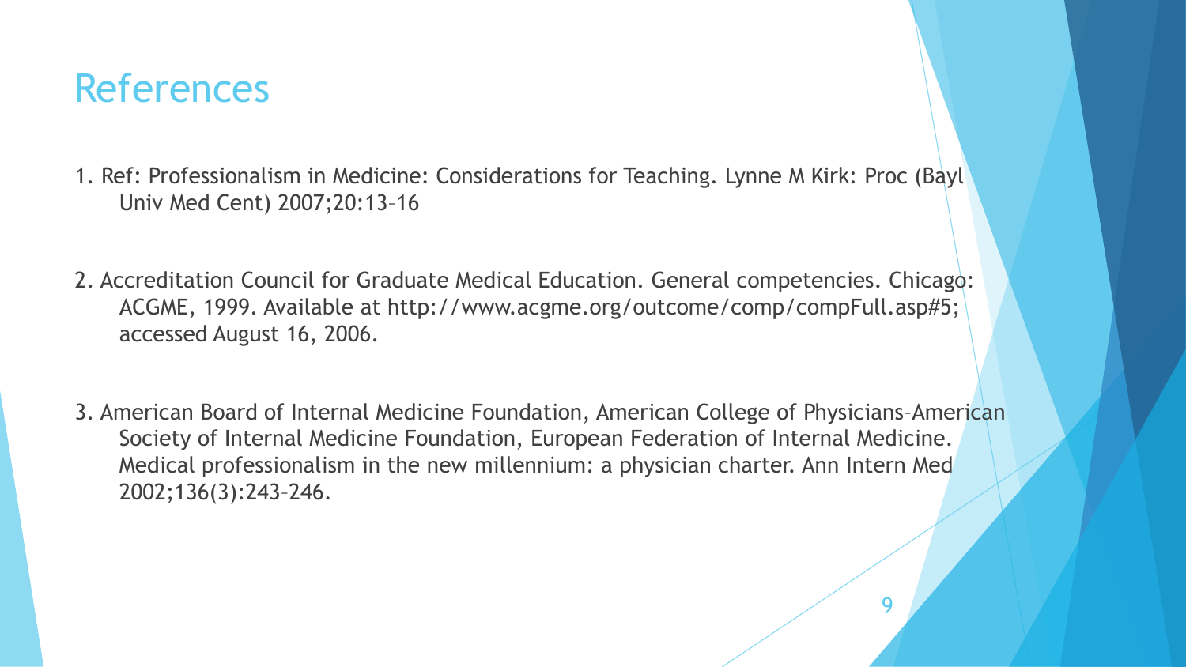# References

1. Ref: Professionalism in Medicine: Considerations for Teaching. Lynne M Kirk: Proc (Bayl Univ Med Cent) 2007;20:13–16

2. Accreditation Council for Graduate Medical Education. General competencies. Chicago: ACGME, 1999. Available at http://www.acgme.org/outcome/comp/compFull.asp#5; accessed August 16, 2006.

3. American Board of Internal Medicine Foundation, American College of Physicians–American Society of Internal Medicine Foundation, European Federation of Internal Medicine. Medical professionalism in the new millennium: a physician charter. Ann Intern Med 2002;136(3):243–246.